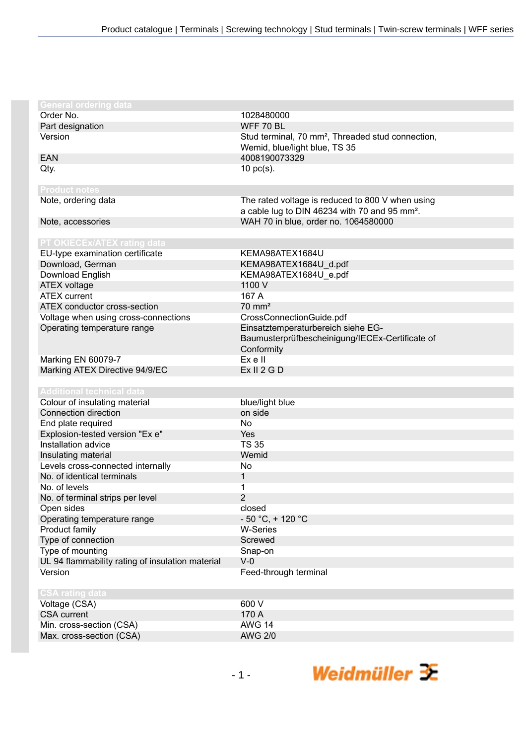## General ordering data

| | |
|---|---|
| Order No. | 1028480000 |
| Part designation | WFF 70 BL |
| Version | Stud terminal, 70 mm², Threaded stud connection, Wemid, blue/light blue, TS 35 |
| EAN | 4008190073329 |
| Qty. | 10 pc(s). |

## Product notes

| | |
|---|---|
| Note, ordering data | The rated voltage is reduced to 800 V when using a cable lug to DIN 46234 with 70 and 95 mm². |
| Note, accessories | WAH 70 in blue, order no. 1064580000 |

## PT OKIECEx/ATEX rating data

| | |
|---|---|
| EU-type examination certificate | KEMA98ATEX1684U |
| Download, German | KEMA98ATEX1684U_d.pdf |
| Download English | KEMA98ATEX1684U_e.pdf |
| ATEX voltage | 1100 V |
| ATEX current | 167 A |
| ATEX conductor cross-section | 70 mm² |
| Voltage when using cross-connections | CrossConnectionGuide.pdf |
| Operating temperature range | Einsatztemperaturbereich siehe EG-Baumusterprüfbescheinigung/IECEx-Certificate of Conformity |
| Marking EN 60079-7 | Ex e II |
| Marking ATEX Directive 94/9/EC | Ex II 2 G D |

## Additional technical data

| | |
|---|---|
| Colour of insulating material | blue/light blue |
| Connection direction | on side |
| End plate required | No |
| Explosion-tested version "Ex e" | Yes |
| Installation advice | TS 35 |
| Insulating material | Wemid |
| Levels cross-connected internally | No |
| No. of identical terminals | 1 |
| No. of levels | 1 |
| No. of terminal strips per level | 2 |
| Open sides | closed |
| Operating temperature range | - 50 °C, + 120 °C |
| Product family | W-Series |
| Type of connection | Screwed |
| Type of mounting | Snap-on |
| UL 94 flammability rating of insulation material | V-0 |
| Version | Feed-through terminal |

## CSA rating data

| | |
|---|---|
| Voltage (CSA) | 600 V |
| CSA current | 170 A |
| Min. cross-section (CSA) | AWG 14 |
| Max. cross-section (CSA) | AWG 2/0 |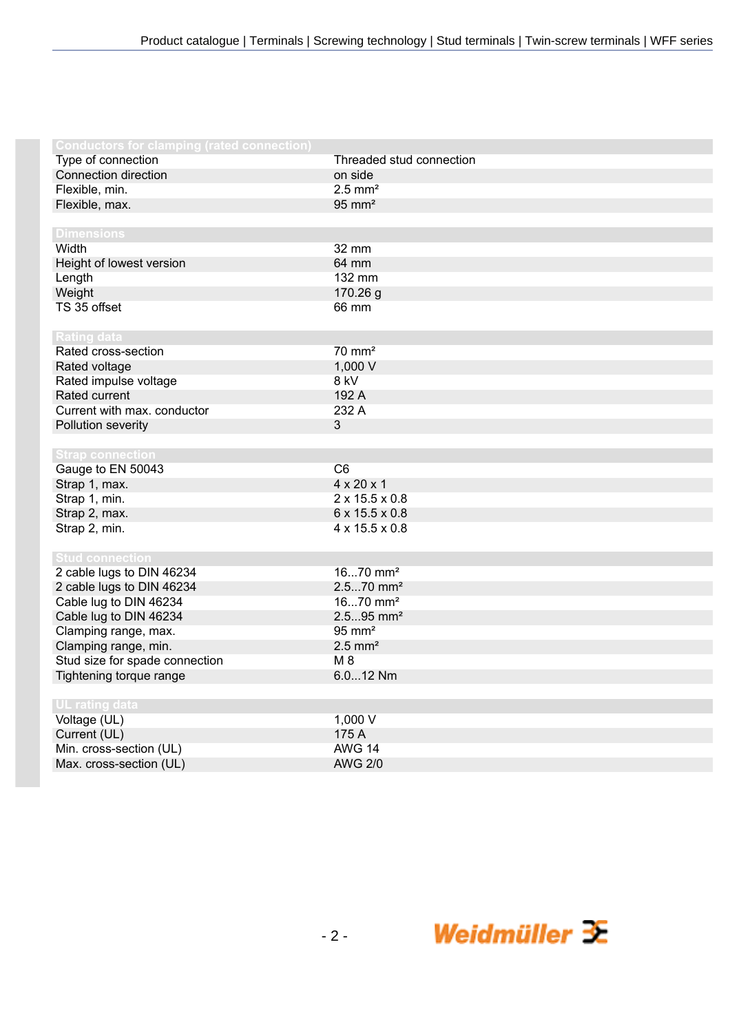| Conductors for clamping (rated connection) | |
|---|---|
| Type of connection | Threaded stud connection |
| Connection direction | on side |
| Flexible, min. | 2.5 mm² |
| Flexible, max. | 95 mm² |

| Dimensions | |
|---|---|
| Width | 32 mm |
| Height of lowest version | 64 mm |
| Length | 132 mm |
| Weight | 170.26 g |
| TS 35 offset | 66 mm |

| Rating data | |
|---|---|
| Rated cross-section | 70 mm² |
| Rated voltage | 1,000 V |
| Rated impulse voltage | 8 kV |
| Rated current | 192 A |
| Current with max. conductor | 232 A |
| Pollution severity | 3 |

| Strap connection | |
|---|---|
| Gauge to EN 50043 | C6 |
| Strap 1, max. | 4 x 20 x 1 |
| Strap 1, min. | 2 x 15.5 x 0.8 |
| Strap 2, max. | 6 x 15.5 x 0.8 |
| Strap 2, min. | 4 x 15.5 x 0.8 |

| Stud connection | |
|---|---|
| 2 cable lugs to DIN 46234 | 16...70 mm² |
| 2 cable lugs to DIN 46234 | 2.5...70 mm² |
| Cable lug to DIN 46234 | 16...70 mm² |
| Cable lug to DIN 46234 | 2.5...95 mm² |
| Clamping range, max. | 95 mm² |
| Clamping range, min. | 2.5 mm² |
| Stud size for spade connection | M 8 |
| Tightening torque range | 6.0...12 Nm |

| UL rating data | |
|---|---|
| Voltage (UL) | 1,000 V |
| Current (UL) | 175 A |
| Min. cross-section (UL) | AWG 14 |
| Max. cross-section (UL) | AWG 2/0 |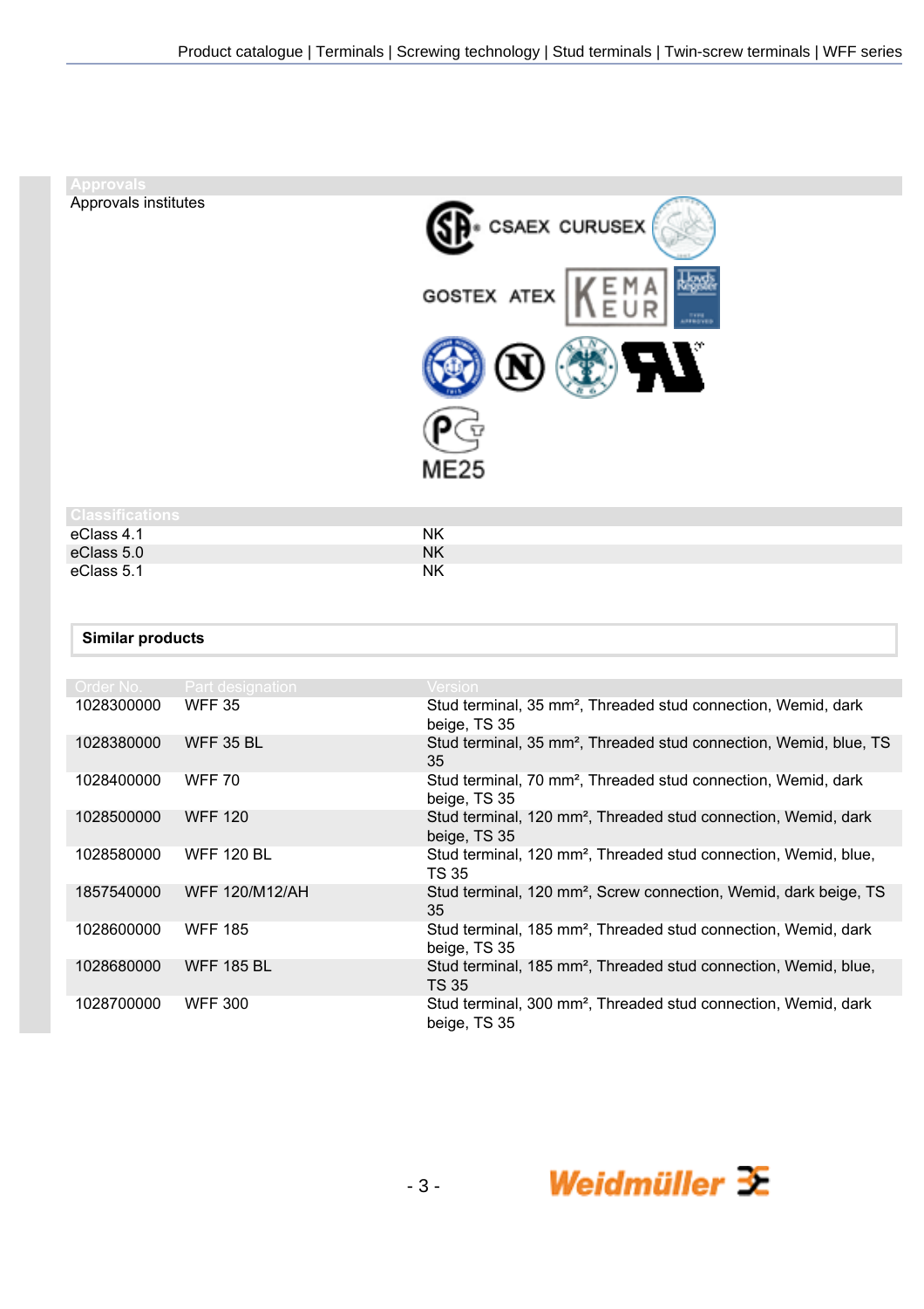## Approvals

| | |
|---|---|
| Approvals institutes | CSAEX CURUSEX GOSTEX ATEX ME25 |

## Classifications

| | |
|---|---|
| eClass 4.1 | NK |
| eClass 5.0 | NK |
| eClass 5.1 | NK |

## Similar products

| Order No. | Part designation | Version |
|---|---|---|
| 1028300000 | WFF 35 | Stud terminal, 35 mm², Threaded stud connection, Wemid, dark beige, TS 35 |
| 1028380000 | WFF 35 BL | Stud terminal, 35 mm², Threaded stud connection, Wemid, blue, TS 35 |
| 1028400000 | WFF 70 | Stud terminal, 70 mm², Threaded stud connection, Wemid, dark beige, TS 35 |
| 1028500000 | WFF 120 | Stud terminal, 120 mm², Threaded stud connection, Wemid, dark beige, TS 35 |
| 1028580000 | WFF 120 BL | Stud terminal, 120 mm², Threaded stud connection, Wemid, blue, TS 35 |
| 1857540000 | WFF 120/M12/AH | Stud terminal, 120 mm², Screw connection, Wemid, dark beige, TS 35 |
| 1028600000 | WFF 185 | Stud terminal, 185 mm², Threaded stud connection, Wemid, dark beige, TS 35 |
| 1028680000 | WFF 185 BL | Stud terminal, 185 mm², Threaded stud connection, Wemid, blue, TS 35 |
| 1028700000 | WFF 300 | Stud terminal, 300 mm², Threaded stud connection, Wemid, dark beige, TS 35 |